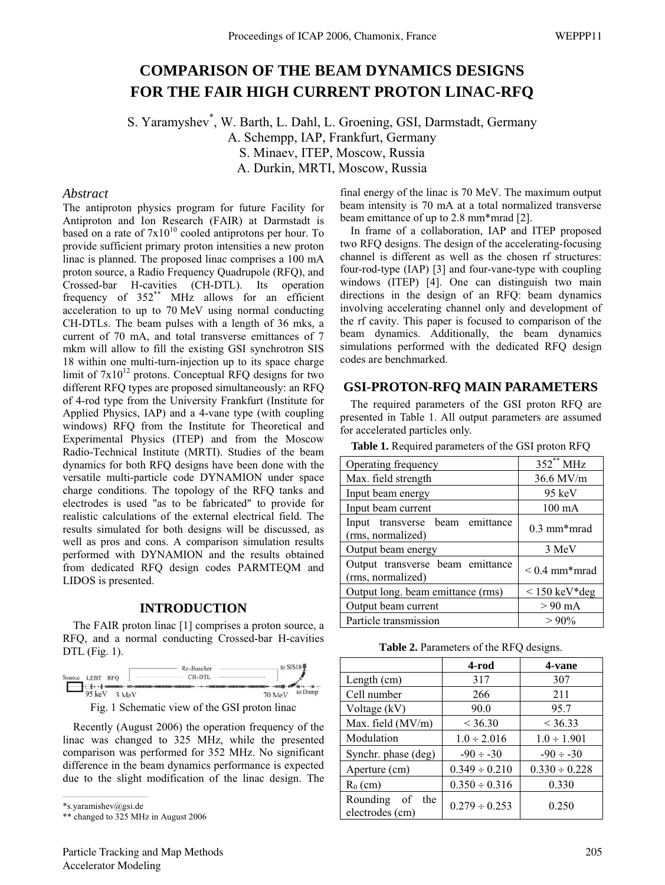# COMPARISON OF THE BEAM DYNAMICS DESIGNS FOR THE FAIR HIGH CURRENT PROTON LINAC-RFQ

S. Yaramyshev*, W. Barth, L. Dahl, L. Groening, GSI, Darmstadt, Germany
A. Schempp, IAP, Frankfurt, Germany
S. Minaev, ITEP, Moscow, Russia
A. Durkin, MRTI, Moscow, Russia

## *Abstract*

The antiproton physics program for future Facility for Antiproton and Ion Research (FAIR) at Darmstadt is based on a rate of $7x10^{10}$ cooled antiprotons per hour. To provide sufficient primary proton intensities a new proton linac is planned. The proposed linac comprises a 100 mA proton source, a Radio Frequency Quadrupole (RFQ), and Crossed-bar H-cavities (CH-DTL). Its operation frequency of 352** MHz allows for an efficient acceleration to up to 70 MeV using normal conducting CH-DTLs. The beam pulses with a length of 36 mks, a current of 70 mA, and total transverse emittances of 7 mkm will allow to fill the existing GSI synchrotron SIS 18 within one multi-turn-injection up to its space charge limit of $7x10^{12}$ protons. Conceptual RFQ designs for two different RFQ types are proposed simultaneously: an RFQ of 4-rod type from the University Frankfurt (Institute for Applied Physics, IAP) and a 4-vane type (with coupling windows) RFQ from the Institute for Theoretical and Experimental Physics (ITEP) and from the Moscow Radio-Technical Institute (MRTI). Studies of the beam dynamics for both RFQ designs have been done with the versatile multi-particle code DYNAMION under space charge conditions. The topology of the RFQ tanks and electrodes is used "as to be fabricated" to provide for realistic calculations of the external electrical field. The results simulated for both designs will be discussed, as well as pros and cons. A comparison simulation results performed with DYNAMION and the results obtained from dedicated RFQ design codes PARMTEQM and LIDOS is presented.

## INTRODUCTION

The FAIR proton linac [1] comprises a proton source, a RFQ, and a normal conducting Crossed-bar H-cavities DTL (Fig. 1).

Fig. 1 Schematic view of the GSI proton linac

Recently (August 2006) the operation frequency of the linac was changed to 325 MHz, while the presented comparison was performed for 352 MHz. No significant difference in the beam dynamics performance is expected due to the slight modification of the linac design. The final energy of the linac is 70 MeV. The maximum output beam intensity is 70 mA at a total normalized transverse beam emittance of up to 2.8 mm*mrad [2].

In frame of a collaboration, IAP and ITEP proposed two RFQ designs. The design of the accelerating-focusing channel is different as well as the chosen rf structures: four-rod-type (IAP) [3] and four-vane-type with coupling windows (ITEP) [4]. One can distinguish two main directions in the design of an RFQ: beam dynamics involving accelerating channel only and development of the rf cavity. This paper is focused to comparison of the beam dynamics. Additionally, the beam dynamics simulations performed with the dedicated RFQ design codes are benchmarked.

## GSI-PROTON-RFQ MAIN PARAMETERS

The required parameters of the GSI proton RFQ are presented in Table 1. All output parameters are assumed for accelerated particles only.

**Table 1.** Required parameters of the GSI proton RFQ

| | |
|---|---|
| Operating frequency | 352** MHz |
| Max. field strength | 36.6 MV/m |
| Input beam energy | 95 keV |
| Input beam current | 100 mA |
| Input transverse beam emittance (rms, normalized) | 0.3 mm*mrad |
| Output beam energy | 3 MeV |
| Output transverse beam emittance (rms, normalized) | < 0.4 mm*mrad |
| Output long. beam emittance (rms) | < 150 keV*deg |
| Output beam current | > 90 mA |
| Particle transmission | > 90% |

**Table 2.** Parameters of the RFQ designs.

| | 4-rod | 4-vane |
|---|---|---|
| Length (cm) | 317 | 307 |
| Cell number | 266 | 211 |
| Voltage (kV) | 90.0 | 95.7 |
| Max. field (MV/m) | < 36.30 | < 36.33 |
| Modulation | 1.0 ÷ 2.016 | 1.0 ÷ 1.901 |
| Synchr. phase (deg) | -90 ÷ -30 | -90 ÷ -30 |
| Aperture (cm) | 0.349 ÷ 0.210 | 0.330 ÷ 0.228 |
| $R_0$ (cm) | 0.350 ÷ 0.316 | 0.330 |
| Rounding of the electrodes (cm) | 0.279 ÷ 0.253 | 0.250 |

---

*s.yaramishev@gsi.de
** changed to 325 MHz in August 2006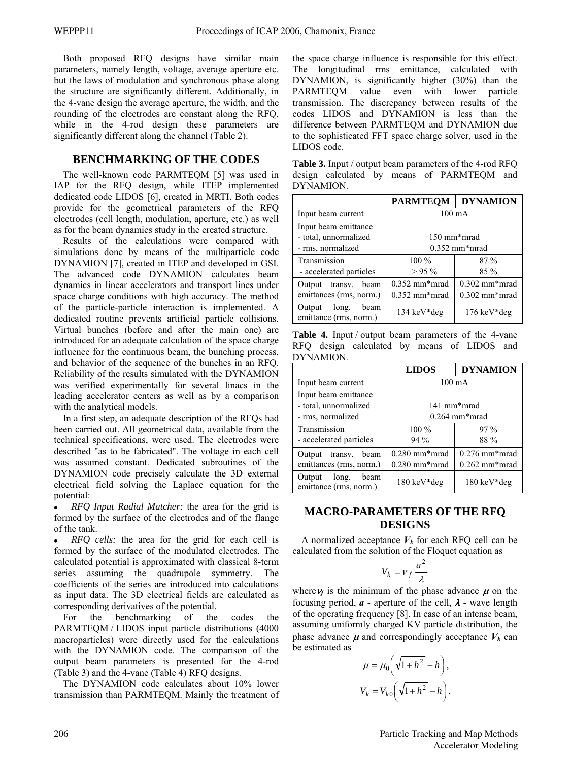Both proposed RFQ designs have similar main parameters, namely length, voltage, average aperture etc. but the laws of modulation and synchronous phase along the structure are significantly different. Additionally, in the 4-vane design the average aperture, the width, and the rounding of the electrodes are constant along the RFQ, while in the 4-rod design these parameters are significantly different along the channel (Table 2).

## BENCHMARKING OF THE CODES

The well-known code PARMTEQM [5] was used in IAP for the RFQ design, while ITEP implemented dedicated code LIDOS [6], created in MRTI. Both codes provide for the geometrical parameters of the RFQ electrodes (cell length, modulation, aperture, etc.) as well as for the beam dynamics study in the created structure.

Results of the calculations were compared with simulations done by means of the multiparticle code DYNAMION [7], created in ITEP and developed in GSI. The advanced code DYNAMION calculates beam dynamics in linear accelerators and transport lines under space charge conditions with high accuracy. The method of the particle-particle interaction is implemented. A dedicated routine prevents artificial particle collisions. Virtual bunches (before and after the main one) are introduced for an adequate calculation of the space charge influence for the continuous beam, the bunching process, and behavior of the sequence of the bunches in an RFQ. Reliability of the results simulated with the DYNAMION was verified experimentally for several linacs in the leading accelerator centers as well as by a comparison with the analytical models.

In a first step, an adequate description of the RFQs had been carried out. All geometrical data, available from the technical specifications, were used. The electrodes were described "as to be fabricated". The voltage in each cell was assumed constant. Dedicated subroutines of the DYNAMION code precisely calculate the 3D external electrical field solving the Laplace equation for the potential:

- *RFQ Input Radial Matcher:* the area for the grid is formed by the surface of the electrodes and of the flange of the tank.
- *RFQ cells:* the area for the grid for each cell is formed by the surface of the modulated electrodes. The calculated potential is approximated with classical 8-term series assuming the quadrupole symmetry. The coefficients of the series are introduced into calculations as input data. The 3D electrical fields are calculated as corresponding derivatives of the potential.

For the benchmarking of the codes the PARMTEQM / LIDOS input particle distributions (4000 macroparticles) were directly used for the calculations with the DYNAMION code. The comparison of the output beam parameters is presented for the 4-rod (Table 3) and the 4-vane (Table 4) RFQ designs.

The DYNAMION code calculates about 10% lower transmission than PARMTEQM. Mainly the treatment of the space charge influence is responsible for this effect. The longitudinal rms emittance, calculated with DYNAMION, is significantly higher (30%) than the PARMTEQM value even with lower particle transmission. The discrepancy between results of the codes LIDOS and DYNAMION is less than the difference between PARMTEQM and DYNAMION due to the sophisticated FFT space charge solver, used in the LIDOS code.

**Table 3.** Input / output beam parameters of the 4-rod RFQ design calculated by means of PARMTEQM and DYNAMION.

| | PARMTEQM | DYNAMION |
|---|---|---|
| Input beam current | 100 mA | |
| Input beam emittance<br>- total, unnormalized<br>- rms, normalized | 150 mm*mrad<br>0.352 mm*mrad | |
| Transmission<br>- accelerated particles | 100 %<br>> 95 % | 87 %<br>85 % |
| Output transv. beam emittances (rms, norm.) | 0.352 mm*mrad<br>0.352 mm*mrad | 0.302 mm*mrad<br>0.302 mm*mrad |
| Output long. beam emittance (rms, norm.) | 134 keV*deg | 176 keV*deg |

**Table 4.** Input / output beam parameters of the 4-vane RFQ design calculated by means of LIDOS and DYNAMION.

| | LIDOS | DYNAMION |
|---|---|---|
| Input beam current | 100 mA | |
| Input beam emittance<br>- total, unnormalized<br>- rms, normalized | 141 mm*mrad<br>0.264 mm*mrad | |
| Transmission<br>- accelerated particles | 100 %<br>94 % | 97 %<br>88 % |
| Output transv. beam emittances (rms, norm.) | 0.280 mm*mrad<br>0.280 mm*mrad | 0.276 mm*mrad<br>0.262 mm*mrad |
| Output long. beam emittance (rms, norm.) | 180 keV*deg | 180 keV*deg |

## MACRO-PARAMETERS OF THE RFQ DESIGNS

A normalized acceptance $V_k$ for each RFQ cell can be calculated from the solution of the Floquet equation as

$$V_k = \nu_f \frac{a^2}{\lambda}$$

where $\nu_f$ is the minimum of the phase advance $\mu$ on the focusing period, $a$ - aperture of the cell, $\lambda$ - wave length of the operating frequency [8]. In case of an intense beam, assuming uniformly charged KV particle distribution, the phase advance $\mu$ and correspondingly acceptance $V_k$ can be estimated as

$$\mu = \mu_0 \left( \sqrt{1 + h^2} - h \right),$$

$$V_k = V_{k0} \left( \sqrt{1 + h^2} - h \right),$$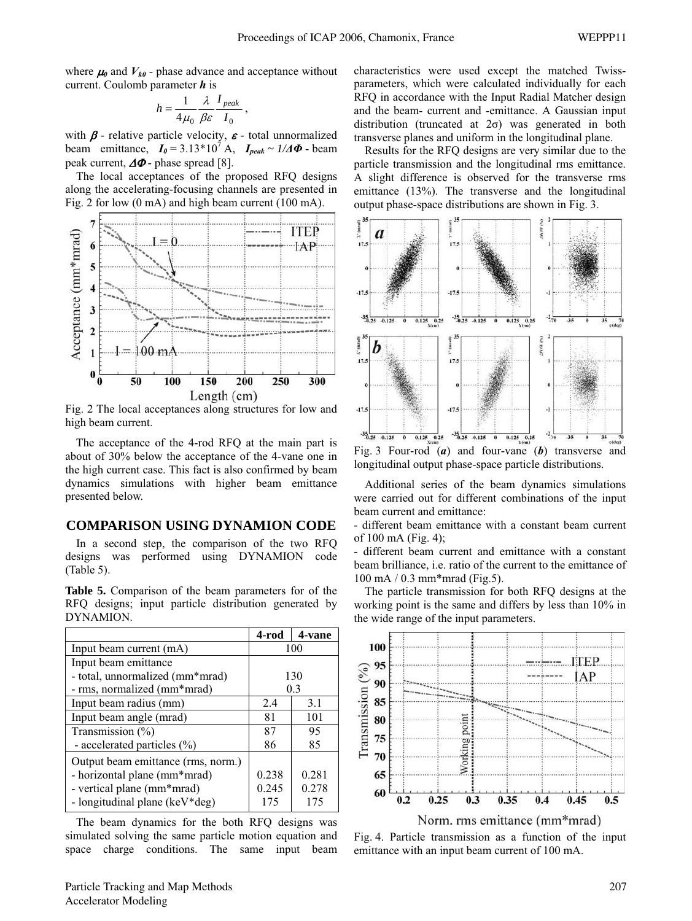where $\mu_0$ and $V_{k0}$ - phase advance and acceptance without current. Coulomb parameter $h$ is

$$h = \frac{1}{4\mu_0}\frac{\lambda}{\beta\varepsilon}\frac{I_{peak}}{I_0},$$

with $\beta$ - relative particle velocity, $\varepsilon$ - total unnormalized beam emittance, $I_0 = 3.13*10^7$ A, $I_{peak} \sim 1/\Delta\Phi$ - beam peak current, $\Delta\Phi$ - phase spread [8].

The local acceptances of the proposed RFQ designs along the accelerating-focusing channels are presented in Fig. 2 for low (0 mA) and high beam current (100 mA).

Fig. 2 The local acceptances along structures for low and high beam current.

The acceptance of the 4-rod RFQ at the main part is about of 30% below the acceptance of the 4-vane one in the high current case. This fact is also confirmed by beam dynamics simulations with higher beam emittance presented below.

## COMPARISON USING DYNAMION CODE

In a second step, the comparison of the two RFQ designs was performed using DYNAMION code (Table 5).

**Table 5.** Comparison of the beam parameters for of the RFQ designs; input particle distribution generated by DYNAMION.

| | 4-rod | 4-vane |
|---|---|---|
| Input beam current (mA) | 100 | |
| Input beam emittance<br>- total, unnormalized (mm*mrad)<br>- rms, normalized (mm*mrad) | <br>130<br>0.3 | |
| Input beam radius (mm) | 2.4 | 3.1 |
| Input beam angle (mrad) | 81 | 101 |
| Transmission (%)<br>- accelerated particles (%) | 87<br>86 | 95<br>85 |
| Output beam emittance (rms, norm.)<br>- horizontal plane (mm*mrad)<br>- vertical plane (mm*mrad)<br>- longitudinal plane (keV*deg) | <br>0.238<br>0.245<br>175 | <br>0.281<br>0.278<br>175 |

The beam dynamics for the both RFQ designs was simulated solving the same particle motion equation and space charge conditions. The same input beam characteristics were used except the matched Twiss-parameters, which were calculated individually for each RFQ in accordance with the Input Radial Matcher design and the beam- current and -emittance. A Gaussian input distribution (truncated at 2σ) was generated in both transverse planes and uniform in the longitudinal plane.

Results for the RFQ designs are very similar due to the particle transmission and the longitudinal rms emittance. A slight difference is observed for the transverse rms emittance (13%). The transverse and the longitudinal output phase-space distributions are shown in Fig. 3.

Fig. 3 Four-rod (***a***) and four-vane (***b***) transverse and longitudinal output phase-space particle distributions.

Additional series of the beam dynamics simulations were carried out for different combinations of the input beam current and emittance:

- different beam emittance with a constant beam current of 100 mA (Fig. 4);
- different beam current and emittance with a constant beam brilliance, i.e. ratio of the current to the emittance of 100 mA / 0.3 mm*mrad (Fig.5).

The particle transmission for both RFQ designs at the working point is the same and differs by less than 10% in the wide range of the input parameters.

Fig. 4. Particle transmission as a function of the input emittance with an input beam current of 100 mA.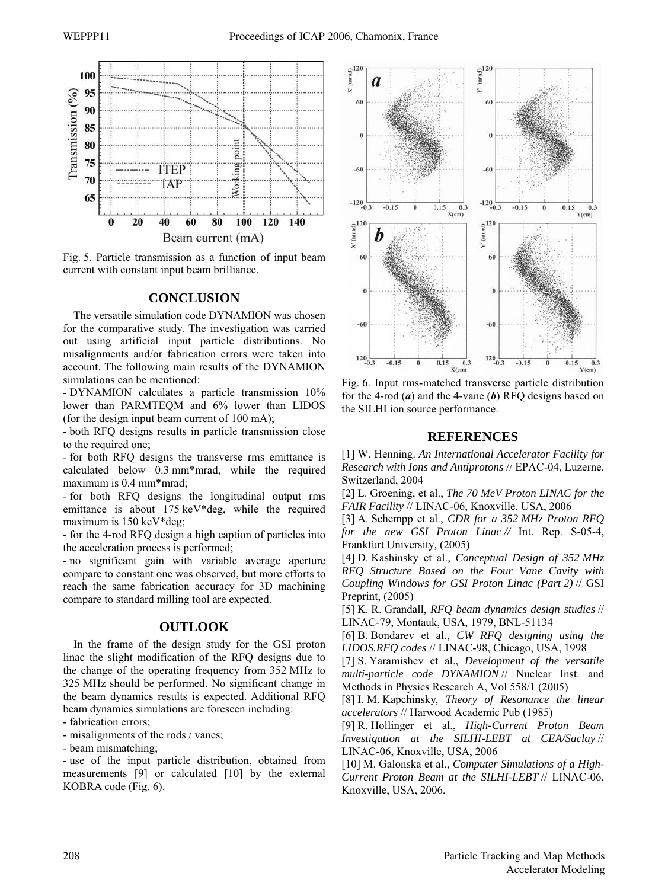Transmission (%)

100
95
90
85
80
75
70
65

ITEP
IAP

Working point

0 20 40 60 80 100 120 140

Beam current (mA)

Fig. 5. Particle transmission as a function of input beam current with constant input beam brilliance.

## CONCLUSION

The versatile simulation code DYNAMION was chosen for the comparative study. The investigation was carried out using artificial input particle distributions. No misalignments and/or fabrication errors were taken into account. The following main results of the DYNAMION simulations can be mentioned:

- DYNAMION calculates a particle transmission 10% lower than PARMTEQM and 6% lower than LIDOS (for the design input beam current of 100 mA);
- both RFQ designs results in particle transmission close to the required one;
- for both RFQ designs the transverse rms emittance is calculated below 0.3 mm\*mrad, while the required maximum is 0.4 mm\*mrad;
- for both RFQ designs the longitudinal output rms emittance is about 175 keV\*deg, while the required maximum is 150 keV\*deg;
- for the 4-rod RFQ design a high caption of particles into the acceleration process is performed;
- no significant gain with variable average aperture compare to constant one was observed, but more efforts to reach the same fabrication accuracy for 3D machining compare to standard milling tool are expected.

## OUTLOOK

In the frame of the design study for the GSI proton linac the slight modification of the RFQ designs due to the change of the operating frequency from 352 MHz to 325 MHz should be performed. No significant change in the beam dynamics results is expected. Additional RFQ beam dynamics simulations are foreseen including:

- fabrication errors;
- misalignments of the rods / vanes;
- beam mismatching;
- use of the input particle distribution, obtained from measurements [9] or calculated [10] by the external KOBRA code (Fig. 6).

a

X' (mrad)
120
60
0
-60
-120
-0.3 -0.15 0 0.15 0.3
X(cm)

Y' (mrad)
120
60
0
-60
-120
-0.3 -0.15 0 0.15 0.3
Y(cm)

b

X' (mrad)
120
60
0
-60
-120
-0.3 -0.15 0 0.15 0.3
X(cm)

Y' (mrad)
120
60
0
-60
-120
-0.3 -0.15 0 0.15 0.3
Y(cm)

Fig. 6. Input rms-matched transverse particle distribution for the 4-rod (***a***) and the 4-vane (***b***) RFQ designs based on the SILHI ion source performance.

## REFERENCES

[1] W. Henning. *An International Accelerator Facility for Research with Ions and Antiprotons* // EPAC-04, Luzerne, Switzerland, 2004

[2] L. Groening, et al., *The 70 MeV Proton LINAC for the FAIR Facility* // LINAC-06, Knoxville, USA, 2006

[3] A. Schempp et al., *CDR for a 352 MHz Proton RFQ for the new GSI Proton Linac //* Int. Rep. S-05-4, Frankfurt University, (2005)

[4] D. Kashinsky et al., *Conceptual Design of 352 MHz RFQ Structure Based on the Four Vane Cavity with Coupling Windows for GSI Proton Linac (Part 2)* // GSI Preprint, (2005)

[5] K. R. Grandall, *RFQ beam dynamics design studies* // LINAC-79, Montauk, USA, 1979, BNL-51134

[6] B. Bondarev et al., *CW RFQ designing using the LIDOS.RFQ codes* // LINAC-98, Chicago, USA, 1998

[7] S. Yaramishev et al., *Development of the versatile multi-particle code DYNAMION* // Nuclear Inst. and Methods in Physics Research A, Vol 558/1 (2005)

[8] I. M. Kapchinsky, *Theory of Resonance the linear accelerators* // Harwood Academic Pub (1985)

[9] R. Hollinger et al., *High-Current Proton Beam Investigation at the SILHI-LEBT at CEA/Saclay* // LINAC-06, Knoxville, USA, 2006

[10] M. Galonska et al., *Computer Simulations of a High-Current Proton Beam at the SILHI-LEBT* // LINAC-06, Knoxville, USA, 2006.